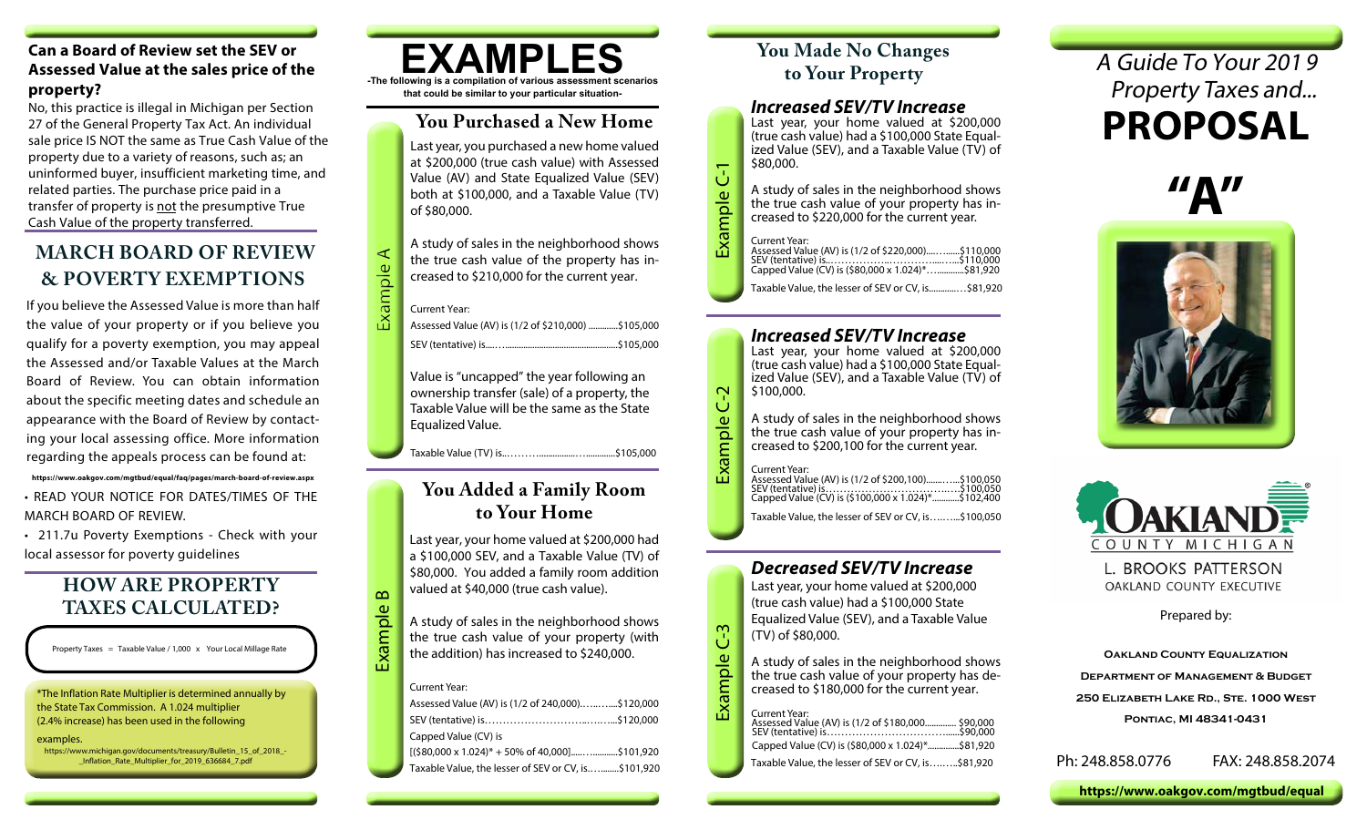**Can a Board of Review set the SEV or Assessed Value at the sales price of the property?**

No, this practice is illegal in Michigan per Section 27 of the General Property Tax Act. An individual sale price IS NOT the same as True Cash Value of the property due to a variety of reasons, such as; an uninformed buyer, insufficient marketing time, and related parties. The purchase price paid in a transfer of property is not the presumptive True Cash Value of the property transferred.

## MARCH BOARD OF REVIEW & POVERTY EXEMPTIONS

If you believe the Assessed Value is more than half the value of your property or if you believe you qualify for a poverty exemption, you may appeal the Assessed and/or Taxable Values at the March Board of Review. You can obtain information about the specific meeting dates and schedule an appearance with the Board of Review by contacting your local assessing office. More information regarding the appeals process can be found at:

https://www.oakgov.com/mgtbud/equal/faq/pages/march-board-of-review.aspx

- READ YOUR NOTICE FOR DATES/TIMES OF THE MARCH BOARD OF REVIEW.
- 211.7u Poverty Exemptions - Check with your local assessor for poverty guidelines

## HOW ARE PROPERTY TAXES CALCULATED?

Property Taxes = Taxable Value / 1,000 x Your Local Millage Rate

*The Inflation Rate Multiplier is determined annually by the State Tax Commission. A 1.024 multiplier (2.4% increase) has been used in the following examples.

https://www.michigan.gov/documents/treasury/Bulletin_15_of_2018_-_Inflation_Rate_Multiplier_for_2019_636684_7.pdf

# EXAMPLES

-The following is a compilation of various assessment scenarios that could be similar to your particular situation-

## You Purchased a New Home

**Example A**

Last year, you purchased a new home valued at $200,000 (true cash value) with Assessed Value (AV) and State Equalized Value (SEV) both at $100,000, and a Taxable Value (TV) of $80,000.

A study of sales in the neighborhood shows the true cash value of the property has increased to $210,000 for the current year.

Current Year:

Assessed Value (AV) is (1/2 of $210,000) .............$105,000

SEV (tentative) is.......................................................$105,000

Value is "uncapped" the year following an ownership transfer (sale) of a property, the Taxable Value will be the same as the State Equalized Value.

Taxable Value (TV) is.........................................$105,000

## You Added a Family Room to Your Home

**Example B**

Last year, your home valued at $200,000 had a $100,000 SEV, and a Taxable Value (TV) of $80,000. You added a family room addition valued at $40,000 (true cash value).

A study of sales in the neighborhood shows the true cash value of your property (with the addition) has increased to $240,000.

Current Year:

Assessed Value (AV) is (1/2 of 240,000)...............$120,000

SEV (tentative) is.....................................................$120,000

Capped Value (CV) is

[($80,000 x 1.024)* + 50% of 40,000]....................$101,920

Taxable Value, the lesser of SEV or CV, is..............$101,920

## You Made No Changes to Your Property

### Increased SEV/TV Increase

**Example C-1**

Last year, your home valued at $200,000 (true cash value) had a $100,000 State Equalized Value (SEV), and a Taxable Value (TV) of $80,000.

A study of sales in the neighborhood shows the true cash value of your property has increased to $220,000 for the current year.

Current Year:

Assessed Value (AV) is (1/2 of $220,000)..............$110,000

SEV (tentative) is.....................................................$110,000

Capped Value (CV) is ($80,000 x 1.024)*...............$81,920

Taxable Value, the lesser of SEV or CV, is...............$81,920

### Increased SEV/TV Increase

**Example C-2**

Last year, your home valued at $200,000 (true cash value) had a $100,000 State Equalized Value (SEV), and a Taxable Value (TV) of $100,000.

A study of sales in the neighborhood shows the true cash value of your property has increased to $200,100 for the current year.

Current Year:

Assessed Value (AV) is (1/2 of $200,100)..............$100,050

SEV (tentative) is.....................................................$100,050

Capped Value (CV) is ($100,000 x 1.024)*.............$102,400

Taxable Value, the lesser of SEV or CV, is...............$100,050

### Decreased SEV/TV Increase

**Example C-3**

Last year, your home valued at $200,000 (true cash value) had a $100,000 State Equalized Value (SEV), and a Taxable Value (TV) of $80,000.

A study of sales in the neighborhood shows the true cash value of your property has decreased to $180,000 for the current year.

Current Year:

Assessed Value (AV) is (1/2 of $180,000.............. $90,000

SEV (tentative) is....................................................$90,000

Capped Value (CV) is ($80,000 x 1.024)*..............$81,920

Taxable Value, the lesser of SEV or CV, is..............$81,920

# A Guide To Your 2019 Property Taxes and...

# PROPOSAL "A"

OAKLAND COUNTY MICHIGAN

L. BROOKS PATTERSON
OAKLAND COUNTY EXECUTIVE

Prepared by:

**OAKLAND COUNTY EQUALIZATION**
**DEPARTMENT OF MANAGEMENT & BUDGET**
**250 ELIZABETH LAKE RD., STE. 1000 WEST**
**PONTIAC, MI 48341-0431**

Ph: 248.858.0776 FAX: 248.858.2074

**https://www.oakgov.com/mgtbud/equal**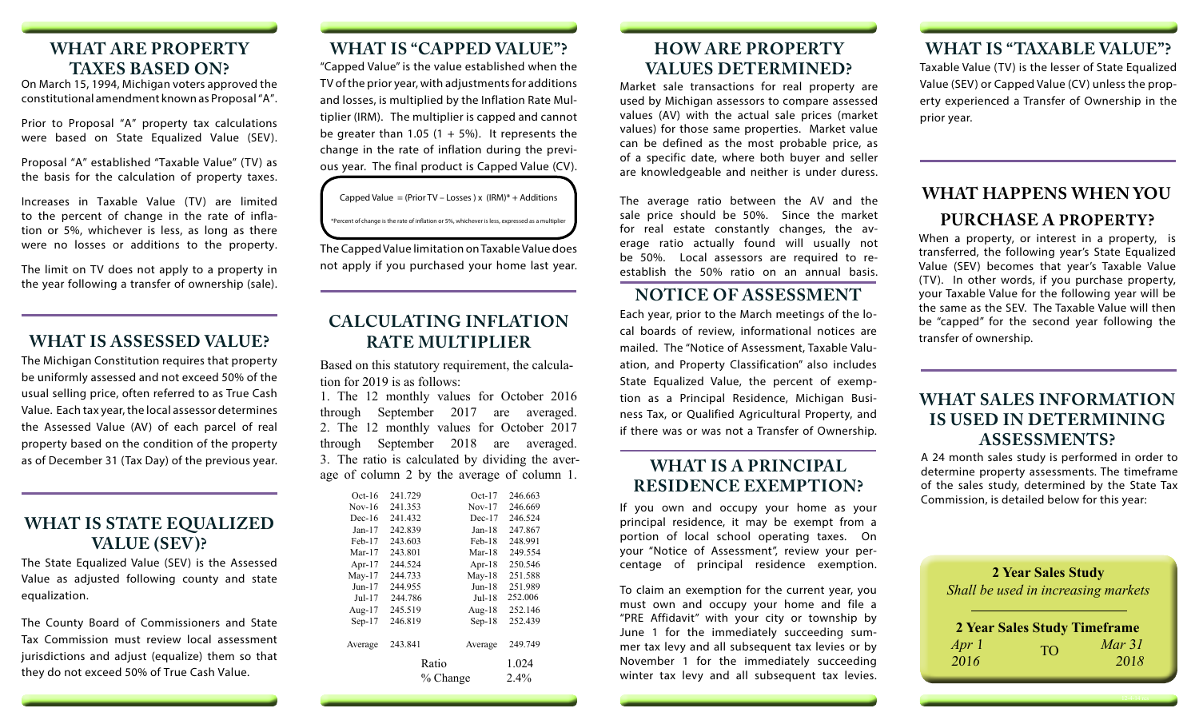## WHAT ARE PROPERTY TAXES BASED ON?

On March 15, 1994, Michigan voters approved the constitutional amendment known as Proposal "A".

Prior to Proposal "A" property tax calculations were based on State Equalized Value (SEV).

Proposal "A" established "Taxable Value" (TV) as the basis for the calculation of property taxes.

Increases in Taxable Value (TV) are limited to the percent of change in the rate of inflation or 5%, whichever is less, as long as there were no losses or additions to the property.

The limit on TV does not apply to a property in the year following a transfer of ownership (sale).

## WHAT IS ASSESSED VALUE?

The Michigan Constitution requires that property be uniformly assessed and not exceed 50% of the usual selling price, often referred to as True Cash Value. Each tax year, the local assessor determines the Assessed Value (AV) of each parcel of real property based on the condition of the property as of December 31 (Tax Day) of the previous year.

## WHAT IS STATE EQUALIZED VALUE (SEV)?

The State Equalized Value (SEV) is the Assessed Value as adjusted following county and state equalization.

The County Board of Commissioners and State Tax Commission must review local assessment jurisdictions and adjust (equalize) them so that they do not exceed 50% of True Cash Value.

## WHAT IS "CAPPED VALUE"?

"Capped Value" is the value established when the TV of the prior year, with adjustments for additions and losses, is multiplied by the Inflation Rate Multiplier (IRM). The multiplier is capped and cannot be greater than 1.05 (1 + 5%). It represents the change in the rate of inflation during the previous year. The final product is Capped Value (CV).

Capped Value = (Prior TV – Losses ) x (IRM)* + Additions

*Percent of change is the rate of inflation or 5%, whichever is less, expressed as a multiplier

The Capped Value limitation on Taxable Value does not apply if you purchased your home last year.

## CALCULATING INFLATION RATE MULTIPLIER

Based on this statutory requirement, the calculation for 2019 is as follows:

1. The 12 monthly values for October 2016 through September 2017 are averaged.
2. The 12 monthly values for October 2017 through September 2018 are averaged.
3. The ratio is calculated by dividing the average of column 2 by the average of column 1.

| | | | |
|---|---|---|---|
| Oct-16 | 241.729 | Oct-17 | 246.663 |
| Nov-16 | 241.353 | Nov-17 | 246.669 |
| Dec-16 | 241.432 | Dec-17 | 246.524 |
| Jan-17 | 242.839 | Jan-18 | 247.867 |
| Feb-17 | 243.603 | Feb-18 | 248.991 |
| Mar-17 | 243.801 | Mar-18 | 249.554 |
| Apr-17 | 244.524 | Apr-18 | 250.546 |
| May-17 | 244.733 | May-18 | 251.588 |
| Jun-17 | 244.955 | Jun-18 | 251.989 |
| Jul-17 | 244.786 | Jul-18 | 252.006 |
| Aug-17 | 245.519 | Aug-18 | 252.146 |
| Sep-17 | 246.819 | Sep-18 | 252.439 |
| Average | 243.841 | Average | 249.749 |
| | Ratio | | 1.024 |
| | % Change | | 2.4% |

## HOW ARE PROPERTY VALUES DETERMINED?

Market sale transactions for real property are used by Michigan assessors to compare assessed values (AV) with the actual sale prices (market values) for those same properties. Market value can be defined as the most probable price, as of a specific date, where both buyer and seller are knowledgeable and neither is under duress.

The average ratio between the AV and the sale price should be 50%. Since the market for real estate constantly changes, the average ratio actually found will usually not be 50%. Local assessors are required to re-establish the 50% ratio on an annual basis.

## NOTICE OF ASSESSMENT

Each year, prior to the March meetings of the local boards of review, informational notices are mailed. The "Notice of Assessment, Taxable Valuation, and Property Classification" also includes State Equalized Value, the percent of exemption as a Principal Residence, Michigan Business Tax, or Qualified Agricultural Property, and if there was or was not a Transfer of Ownership.

## WHAT IS A PRINCIPAL RESIDENCE EXEMPTION?

If you own and occupy your home as your principal residence, it may be exempt from a portion of local school operating taxes. On your "Notice of Assessment", review your percentage of principal residence exemption.

To claim an exemption for the current year, you must own and occupy your home and file a "PRE Affidavit" with your city or township by June 1 for the immediately succeeding summer tax levy and all subsequent tax levies or by November 1 for the immediately succeeding winter tax levy and all subsequent tax levies.

## WHAT IS "TAXABLE VALUE"?

Taxable Value (TV) is the lesser of State Equalized Value (SEV) or Capped Value (CV) unless the property experienced a Transfer of Ownership in the prior year.

## WHAT HAPPENS WHEN YOU PURCHASE A PROPERTY?

When a property, or interest in a property, is transferred, the following year's State Equalized Value (SEV) becomes that year's Taxable Value (TV). In other words, if you purchase property, your Taxable Value for the following year will be the same as the SEV. The Taxable Value will then be "capped" for the second year following the transfer of ownership.

## WHAT SALES INFORMATION IS USED IN DETERMINING ASSESSMENTS?

A 24 month sales study is performed in order to determine property assessments. The timeframe of the sales study, determined by the State Tax Commission, is detailed below for this year:

**2 Year Sales Study**

*Shall be used in increasing markets*

**2 Year Sales Study Timeframe**

*Apr 1 2016* TO *Mar 31 2018*